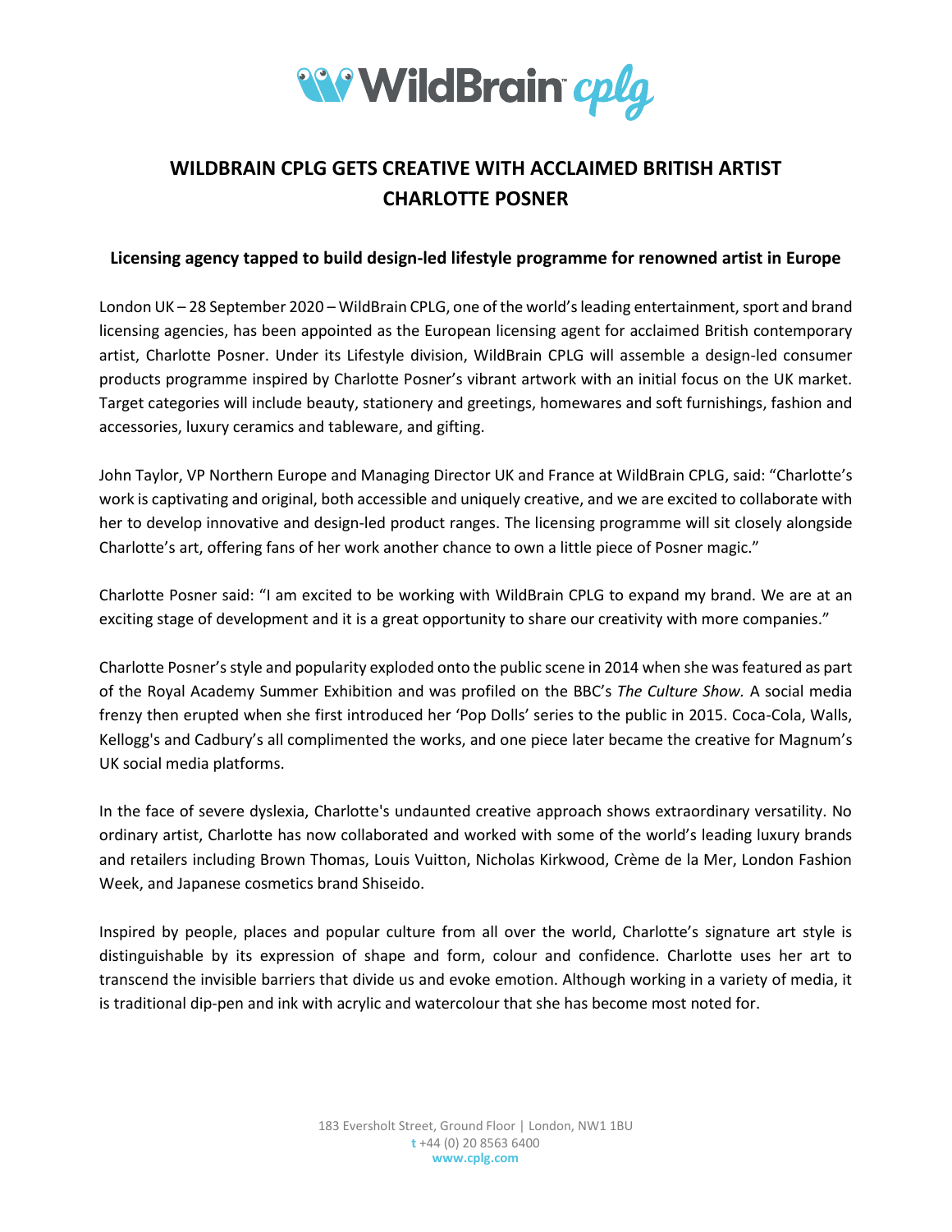# WILDBRAIN CPLG GETS CREATIVE WITH ACCLAIMED BRITISH ARTIST CHARLOTTE POSNER

## Licensing agency tapped to build design-led lifestyle programme for renowned artist in Europe

London UK – 28 September 2020 – WildBrain CPLG, one of the world's leading entertainment, sport and brand licensing agencies, has been appointed as the European licensing agent for acclaimed British contemporary artist, Charlotte Posner. Under its Lifestyle division, WildBrain CPLG will assemble a design-led consumer products programme inspired by Charlotte Posner's vibrant artwork with an initial focus on the UK market. Target categories will include beauty, stationery and greetings, homewares and soft furnishings, fashion and accessories, luxury ceramics and tableware, and gifting.

John Taylor, VP Northern Europe and Managing Director UK and France at WildBrain CPLG, said: "Charlotte's work is captivating and original, both accessible and uniquely creative, and we are excited to collaborate with her to develop innovative and design-led product ranges. The licensing programme will sit closely alongside Charlotte's art, offering fans of her work another chance to own a little piece of Posner magic."

Charlotte Posner said: "I am excited to be working with WildBrain CPLG to expand my brand. We are at an exciting stage of development and it is a great opportunity to share our creativity with more companies."

Charlotte Posner's style and popularity exploded onto the public scene in 2014 when she was featured as part of the Royal Academy Summer Exhibition and was profiled on the BBC's *The Culture Show.* A social media frenzy then erupted when she first introduced her 'Pop Dolls' series to the public in 2015. Coca-Cola, Walls, Kellogg's and Cadbury's all complimented the works, and one piece later became the creative for Magnum's UK social media platforms.

In the face of severe dyslexia, Charlotte's undaunted creative approach shows extraordinary versatility. No ordinary artist, Charlotte has now collaborated and worked with some of the world's leading luxury brands and retailers including Brown Thomas, Louis Vuitton, Nicholas Kirkwood, Crème de la Mer, London Fashion Week, and Japanese cosmetics brand Shiseido.

Inspired by people, places and popular culture from all over the world, Charlotte's signature art style is distinguishable by its expression of shape and form, colour and confidence. Charlotte uses her art to transcend the invisible barriers that divide us and evoke emotion. Although working in a variety of media, it is traditional dip-pen and ink with acrylic and watercolour that she has become most noted for.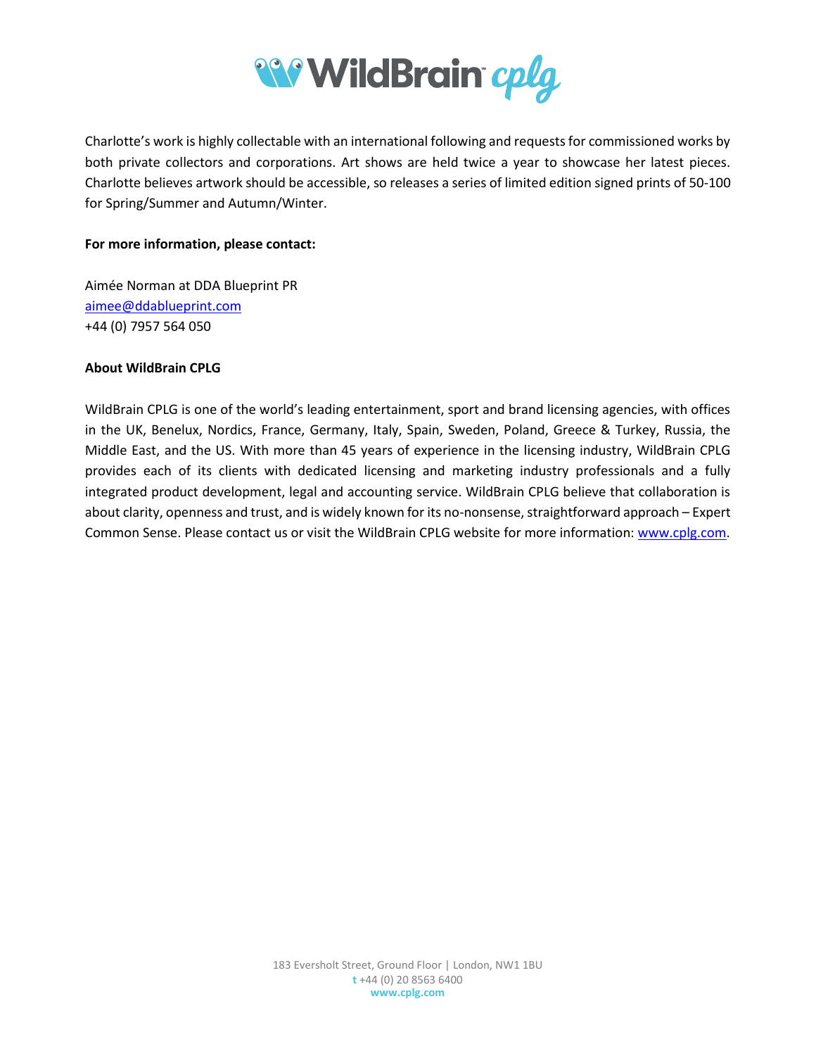Charlotte's work is highly collectable with an international following and requests for commissioned works by both private collectors and corporations. Art shows are held twice a year to showcase her latest pieces. Charlotte believes artwork should be accessible, so releases a series of limited edition signed prints of 50-100 for Spring/Summer and Autumn/Winter.

**For more information, please contact:**

Aimée Norman at DDA Blueprint PR
aimee@ddablueprint.com
+44 (0) 7957 564 050

**About WildBrain CPLG**

WildBrain CPLG is one of the world's leading entertainment, sport and brand licensing agencies, with offices in the UK, Benelux, Nordics, France, Germany, Italy, Spain, Sweden, Poland, Greece & Turkey, Russia, the Middle East, and the US. With more than 45 years of experience in the licensing industry, WildBrain CPLG provides each of its clients with dedicated licensing and marketing industry professionals and a fully integrated product development, legal and accounting service. WildBrain CPLG believe that collaboration is about clarity, openness and trust, and is widely known for its no-nonsense, straightforward approach – Expert Common Sense. Please contact us or visit the WildBrain CPLG website for more information: www.cplg.com.